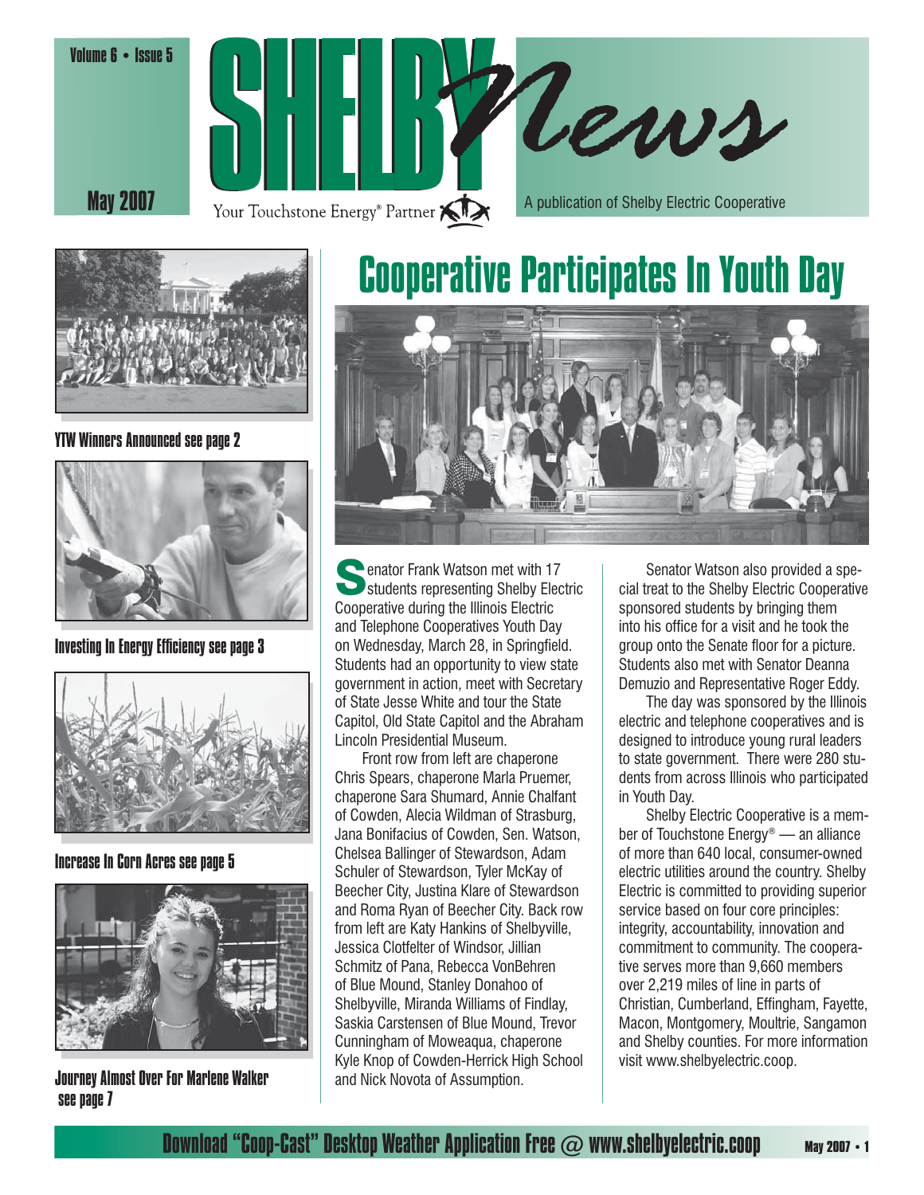Volume 6 • Issue 5

# SHELBY News

May 2007

Your Touchstone Energy® Partner

A publication of Shelby Electric Cooperative

**YTW Winners Announced see page 2**

**Investing In Energy Efficiency see page 3**

**Increase In Corn Acres see page 5**

**Journey Almost Over For Marlene Walker see page 7**

## Cooperative Participates In Youth Day

Senator Frank Watson met with 17 students representing Shelby Electric Cooperative during the Illinois Electric and Telephone Cooperatives Youth Day on Wednesday, March 28, in Springfield. Students had an opportunity to view state government in action, meet with Secretary of State Jesse White and tour the State Capitol, Old State Capitol and the Abraham Lincoln Presidential Museum.

Front row from left are chaperone Chris Spears, chaperone Marla Pruemer, chaperone Sara Shumard, Annie Chalfant of Cowden, Alecia Wildman of Strasburg, Jana Bonifacius of Cowden, Sen. Watson, Chelsea Ballinger of Stewardson, Adam Schuler of Stewardson, Tyler McKay of Beecher City, Justina Klare of Stewardson and Roma Ryan of Beecher City. Back row from left are Katy Hankins of Shelbyville, Jessica Clotfelter of Windsor, Jillian Schmitz of Pana, Rebecca VonBehren of Blue Mound, Stanley Donahoo of Shelbyville, Miranda Williams of Findlay, Saskia Carstensen of Blue Mound, Trevor Cunningham of Moweaqua, chaperone Kyle Knop of Cowden-Herrick High School and Nick Novota of Assumption.

Senator Watson also provided a special treat to the Shelby Electric Cooperative sponsored students by bringing them into his office for a visit and he took the group onto the Senate floor for a picture. Students also met with Senator Deanna Demuzio and Representative Roger Eddy.

The day was sponsored by the Illinois electric and telephone cooperatives and is designed to introduce young rural leaders to state government. There were 280 students from across Illinois who participated in Youth Day.

Shelby Electric Cooperative is a member of Touchstone Energy® — an alliance of more than 640 local, consumer-owned electric utilities around the country. Shelby Electric is committed to providing superior service based on four core principles: integrity, accountability, innovation and commitment to community. The cooperative serves more than 9,660 members over 2,219 miles of line in parts of Christian, Cumberland, Effingham, Fayette, Macon, Montgomery, Moultrie, Sangamon and Shelby counties. For more information visit www.shelbyelectric.coop.

**Download "Coop-Cast" Desktop Weather Application Free @ www.shelbyelectric.coop**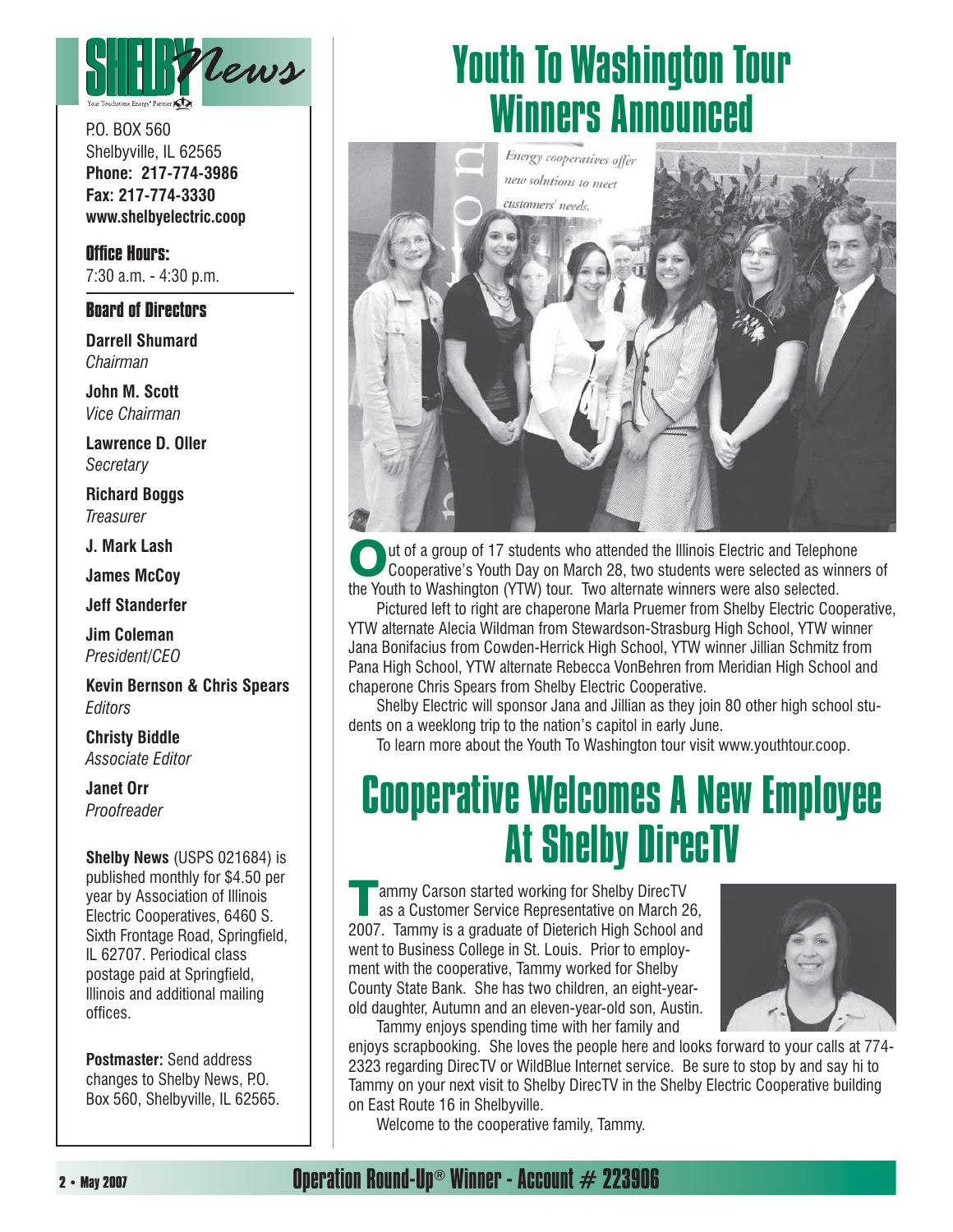# SHELBY News

*Your Touchstone Energy® Partner*

P.O. BOX 560
Shelbyville, IL 62565
**Phone: 217-774-3986**
**Fax: 217-774-3330**
**www.shelbyelectric.coop**

**Office Hours:**
7:30 a.m. - 4:30 p.m.

**Board of Directors**

**Darrell Shumard**
*Chairman*

**John M. Scott**
*Vice Chairman*

**Lawrence D. Oller**
*Secretary*

**Richard Boggs**
*Treasurer*

**J. Mark Lash**

**James McCoy**

**Jeff Standerfer**

**Jim Coleman**
*President/CEO*

**Kevin Bernson & Chris Spears**
*Editors*

**Christy Biddle**
*Associate Editor*

**Janet Orr**
*Proofreader*

**Shelby News** (USPS 021684) is published monthly for $4.50 per year by Association of Illinois Electric Cooperatives, 6460 S. Sixth Frontage Road, Springfield, IL 62707. Periodical class postage paid at Springfield, Illinois and additional mailing offices.

**Postmaster:** Send address changes to Shelby News, P.O. Box 560, Shelbyville, IL 62565.

# Youth To Washington Tour Winners Announced

Out of a group of 17 students who attended the Illinois Electric and Telephone Cooperative's Youth Day on March 28, two students were selected as winners of the Youth to Washington (YTW) tour. Two alternate winners were also selected.

Pictured left to right are chaperone Marla Pruemer from Shelby Electric Cooperative, YTW alternate Alecia Wildman from Stewardson-Strasburg High School, YTW winner Jana Bonifacius from Cowden-Herrick High School, YTW winner Jillian Schmitz from Pana High School, YTW alternate Rebecca VonBehren from Meridian High School and chaperone Chris Spears from Shelby Electric Cooperative.

Shelby Electric will sponsor Jana and Jillian as they join 80 other high school students on a weeklong trip to the nation's capitol in early June.

To learn more about the Youth To Washington tour visit www.youthtour.coop.

# Cooperative Welcomes A New Employee At Shelby DirecTV

Tammy Carson started working for Shelby DirecTV as a Customer Service Representative on March 26, 2007. Tammy is a graduate of Dieterich High School and went to Business College in St. Louis. Prior to employment with the cooperative, Tammy worked for Shelby County State Bank. She has two children, an eight-year-old daughter, Autumn and an eleven-year-old son, Austin.

Tammy enjoys spending time with her family and enjoys scrapbooking. She loves the people here and looks forward to your calls at 774-2323 regarding DirecTV or WildBlue Internet service. Be sure to stop by and say hi to Tammy on your next visit to Shelby DirecTV in the Shelby Electric Cooperative building on East Route 16 in Shelbyville.

Welcome to the cooperative family, Tammy.

**Operation Round-Up® Winner - Account # 223906**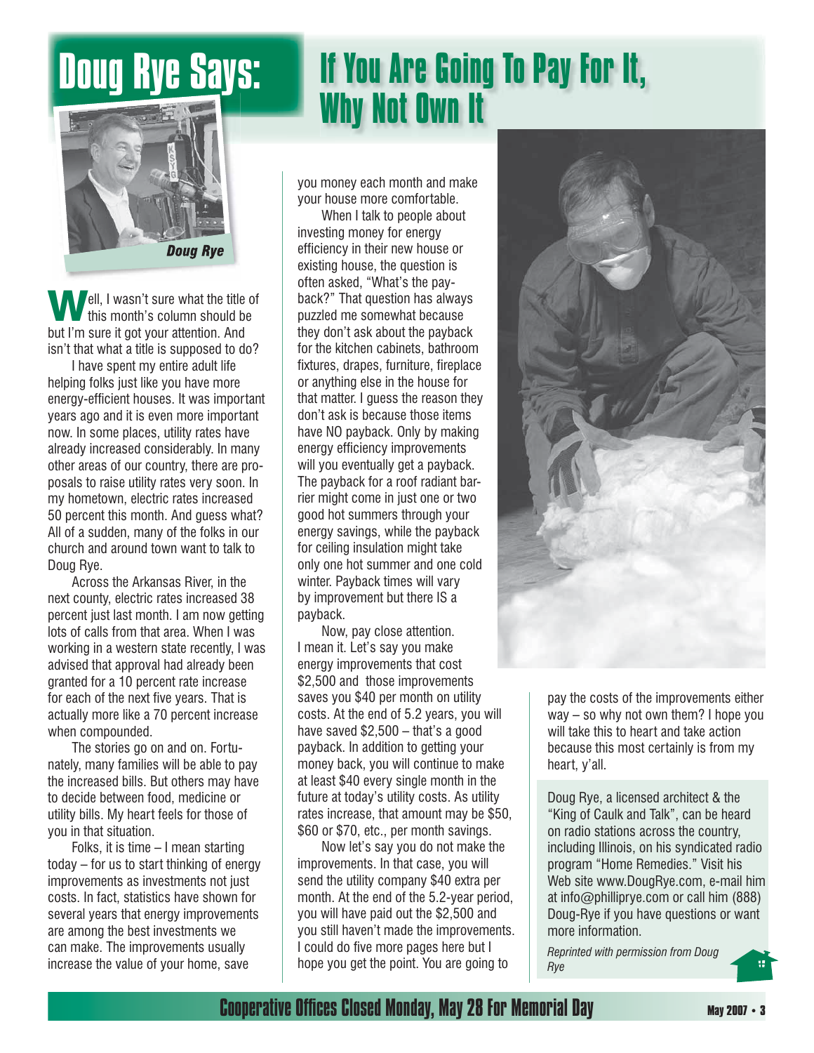# Doug Rye Says: If You Are Going To Pay For It, Why Not Own It

*Doug Rye*

Well, I wasn't sure what the title of this month's column should be but I'm sure it got your attention. And isn't that what a title is supposed to do?

I have spent my entire adult life helping folks just like you have more energy-efficient houses. It was important years ago and it is even more important now. In some places, utility rates have already increased considerably. In many other areas of our country, there are proposals to raise utility rates very soon. In my hometown, electric rates increased 50 percent this month. And guess what? All of a sudden, many of the folks in our church and around town want to talk to Doug Rye.

Across the Arkansas River, in the next county, electric rates increased 38 percent just last month. I am now getting lots of calls from that area. When I was working in a western state recently, I was advised that approval had already been granted for a 10 percent rate increase for each of the next five years. That is actually more like a 70 percent increase when compounded.

The stories go on and on. Fortunately, many families will be able to pay the increased bills. But others may have to decide between food, medicine or utility bills. My heart feels for those of you in that situation.

Folks, it is time – I mean starting today – for us to start thinking of energy improvements as investments not just costs. In fact, statistics have shown for several years that energy improvements are among the best investments we can make. The improvements usually increase the value of your home, save you money each month and make your house more comfortable.

When I talk to people about investing money for energy efficiency in their new house or existing house, the question is often asked, "What's the payback?" That question has always puzzled me somewhat because they don't ask about the payback for the kitchen cabinets, bathroom fixtures, drapes, furniture, fireplace or anything else in the house for that matter. I guess the reason they don't ask is because those items have NO payback. Only by making energy efficiency improvements will you eventually get a payback. The payback for a roof radiant barrier might come in just one or two good hot summers through your energy savings, while the payback for ceiling insulation might take only one hot summer and one cold winter. Payback times will vary by improvement but there IS a payback.

Now, pay close attention. I mean it. Let's say you make energy improvements that cost $2,500 and those improvements saves you $40 per month on utility costs. At the end of 5.2 years, you will have saved $2,500 – that's a good payback. In addition to getting your money back, you will continue to make at least $40 every single month in the future at today's utility costs. As utility rates increase, that amount may be $50, $60 or $70, etc., per month savings.

Now let's say you do not make the improvements. In that case, you will send the utility company $40 extra per month. At the end of the 5.2-year period, you will have paid out the $2,500 and you still haven't made the improvements. I could do five more pages here but I hope you get the point. You are going to pay the costs of the improvements either way – so why not own them? I hope you will take this to heart and take action because this most certainly is from my heart, y'all.

Doug Rye, a licensed architect & the "King of Caulk and Talk", can be heard on radio stations across the country, including Illinois, on his syndicated radio program "Home Remedies." Visit his Web site www.DougRye.com, e-mail him at info@phillip­rye.com or call him (888) Doug-Rye if you have questions or want more information.

*Reprinted with permission from Doug Rye*

**Cooperative Offices Closed Monday, May 28 For Memorial Day**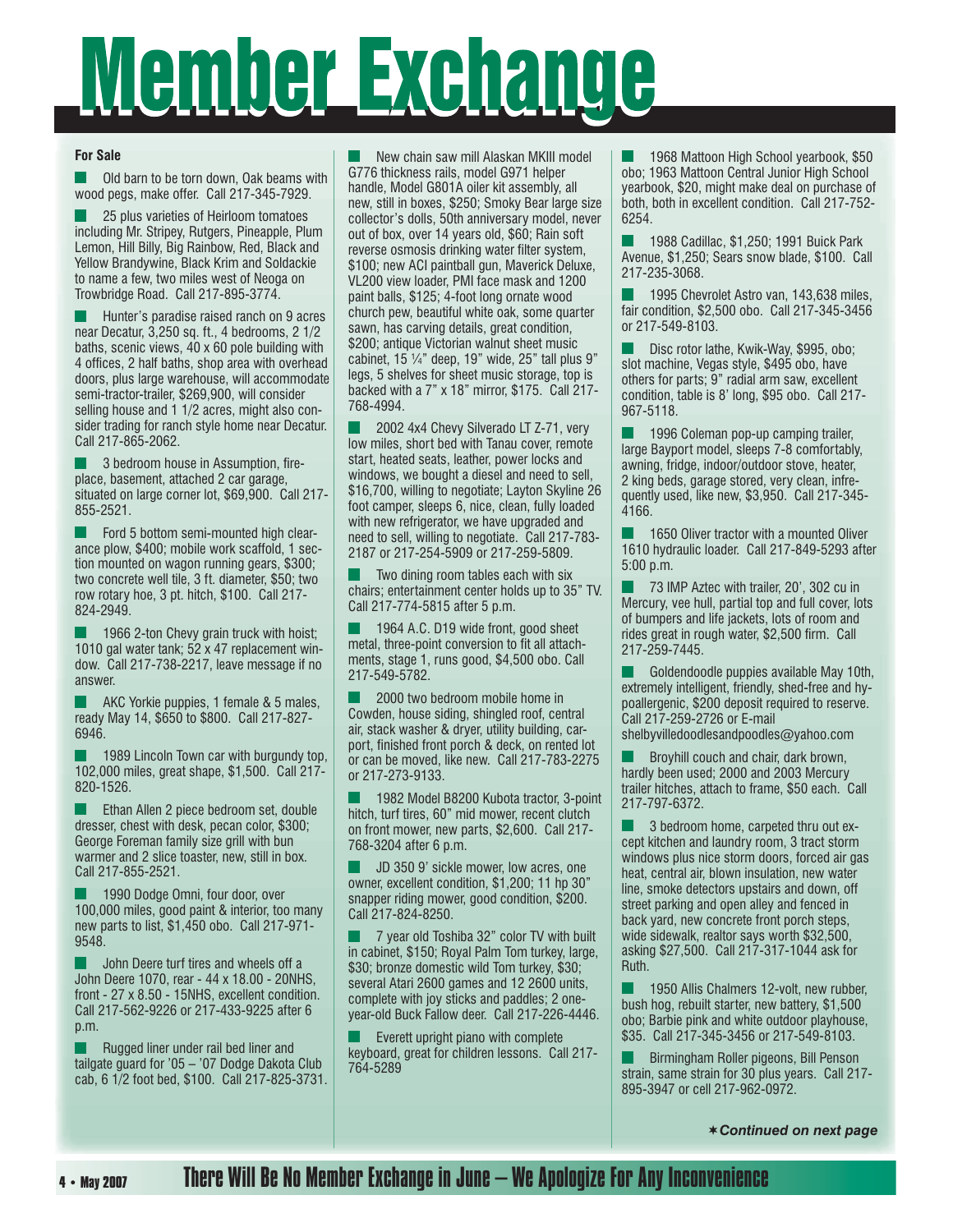# Member Exchange

**For Sale**

- Old barn to be torn down, Oak beams with wood pegs, make offer. Call 217-345-7929.

- 25 plus varieties of Heirloom tomatoes including Mr. Stripey, Rutgers, Pineapple, Plum Lemon, Hill Billy, Big Rainbow, Red, Black and Yellow Brandywine, Black Krim and Soldackie to name a few, two miles west of Neoga on Trowbridge Road. Call 217-895-3774.

- Hunter's paradise raised ranch on 9 acres near Decatur, 3,250 sq. ft., 4 bedrooms, 2 1/2 baths, scenic views, 40 x 60 pole building with 4 offices, 2 half baths, shop area with overhead doors, plus large warehouse, will accommodate semi-tractor-trailer, $269,900, will consider selling house and 1 1/2 acres, might also consider trading for ranch style home near Decatur. Call 217-865-2062.

- 3 bedroom house in Assumption, fireplace, basement, attached 2 car garage, situated on large corner lot, $69,900. Call 217-855-2521.

- Ford 5 bottom semi-mounted high clearance plow, $400; mobile work scaffold, 1 section mounted on wagon running gears, $300; two concrete well tile, 3 ft. diameter, $50; two row rotary hoe, 3 pt. hitch, $100. Call 217-824-2949.

- 1966 2-ton Chevy grain truck with hoist; 1010 gal water tank; 52 x 47 replacement window. Call 217-738-2217, leave message if no answer.

- AKC Yorkie puppies, 1 female & 5 males, ready May 14, $650 to $800. Call 217-827-6946.

- 1989 Lincoln Town car with burgundy top, 102,000 miles, great shape, $1,500. Call 217-820-1526.

- Ethan Allen 2 piece bedroom set, double dresser, chest with desk, pecan color, $300; George Foreman family size grill with bun warmer and 2 slice toaster, new, still in box. Call 217-855-2521.

- 1990 Dodge Omni, four door, over 100,000 miles, good paint & interior, too many new parts to list, $1,450 obo. Call 217-971-9548.

- John Deere turf tires and wheels off a John Deere 1070, rear - 44 x 18.00 - 20NHS, front - 27 x 8.50 - 15NHS, excellent condition. Call 217-562-9226 or 217-433-9225 after 6 p.m.

- Rugged liner under rail bed liner and tailgate guard for '05 – '07 Dodge Dakota Club cab, 6 1/2 foot bed, $100. Call 217-825-3731.

- New chain saw mill Alaskan MKIII model G776 thickness rails, model G971 helper handle, Model G801A oiler kit assembly, all new, still in boxes, $250; Smoky Bear large size collector's dolls, 50th anniversary model, never out of box, over 14 years old, $60; Rain soft reverse osmosis drinking water filter system, $100; new ACI paintball gun, Maverick Deluxe, VL200 view loader, PMI face mask and 1200 paint balls, $125; 4-foot long ornate wood church pew, beautiful white oak, some quarter sawn, has carving details, great condition, $200; antique Victorian walnut sheet music cabinet, 15 ¼" deep, 19" wide, 25" tall plus 9" legs, 5 shelves for sheet music storage, top is backed with a 7" x 18" mirror, $175. Call 217-768-4994.

- 2002 4x4 Chevy Silverado LT Z-71, very low miles, short bed with Tanau cover, remote start, heated seats, leather, power locks and windows, we bought a diesel and need to sell, $16,700, willing to negotiate; Layton Skyline 26 foot camper, sleeps 6, nice, clean, fully loaded with new refrigerator, we have upgraded and need to sell, willing to negotiate. Call 217-783-2187 or 217-254-5909 or 217-259-5809.

- Two dining room tables each with six chairs; entertainment center holds up to 35" TV. Call 217-774-5815 after 5 p.m.

- 1964 A.C. D19 wide front, good sheet metal, three-point conversion to fit all attachments, stage 1, runs good, $4,500 obo. Call 217-549-5782.

- 2000 two bedroom mobile home in Cowden, house siding, shingled roof, central air, stack washer & dryer, utility building, carport, finished front porch & deck, on rented lot or can be moved, like new. Call 217-783-2275 or 217-273-9133.

- 1982 Model B8200 Kubota tractor, 3-point hitch, turf tires, 60" mid mower, recent clutch on front mower, new parts, $2,600. Call 217-768-3204 after 6 p.m.

- JD 350 9' sickle mower, low acres, one owner, excellent condition, $1,200; 11 hp 30" snapper riding mower, good condition, $200. Call 217-824-8250.

- 7 year old Toshiba 32" color TV with built in cabinet, $150; Royal Palm Tom turkey, large, $30; bronze domestic wild Tom turkey, $30; several Atari 2600 games and 12 2600 units, complete with joy sticks and paddles; 2 one-year-old Buck Fallow deer. Call 217-226-4446.

- Everett upright piano with complete keyboard, great for children lessons. Call 217-764-5289

- 1968 Mattoon High School yearbook, $50 obo; 1963 Mattoon Central Junior High School yearbook, $20, might make deal on purchase of both, both in excellent condition. Call 217-752-6254.

- 1988 Cadillac, $1,250; 1991 Buick Park Avenue, $1,250; Sears snow blade, $100. Call 217-235-3068.

- 1995 Chevrolet Astro van, 143,638 miles, fair condition, $2,500 obo. Call 217-345-3456 or 217-549-8103.

- Disc rotor lathe, Kwik-Way, $995, obo; slot machine, Vegas style, $495 obo, have others for parts; 9" radial arm saw, excellent condition, table is 8' long, $95 obo. Call 217-967-5118.

- 1996 Coleman pop-up camping trailer, large Bayport model, sleeps 7-8 comfortably, awning, fridge, indoor/outdoor stove, heater, 2 king beds, garage stored, very clean, infrequently used, like new, $3,950. Call 217-345-4166.

- 1650 Oliver tractor with a mounted Oliver 1610 hydraulic loader. Call 217-849-5293 after 5:00 p.m.

- 73 IMP Aztec with trailer, 20', 302 cu in Mercury, vee hull, partial top and full cover, lots of bumpers and life jackets, lots of room and rides great in rough water, $2,500 firm. Call 217-259-7445.

- Goldendoodle puppies available May 10th, extremely intelligent, friendly, shed-free and hypoallergenic, $200 deposit required to reserve. Call 217-259-2726 or E-mail shelbyvilledoodlesandpoodles@yahoo.com

- Broyhill couch and chair, dark brown, hardly been used; 2000 and 2003 Mercury trailer hitches, attach to frame, $50 each. Call 217-797-6372.

- 3 bedroom home, carpeted thru out except kitchen and laundry room, 3 tract storm windows plus nice storm doors, forced air gas heat, central air, blown insulation, new water line, smoke detectors upstairs and down, off street parking and open alley and fenced in back yard, new concrete front porch steps, wide sidewalk, realtor says worth $32,500, asking $27,500. Call 217-317-1044 ask for Ruth.

- 1950 Allis Chalmers 12-volt, new rubber, bush hog, rebuilt starter, new battery, $1,500 obo; Barbie pink and white outdoor playhouse, $35. Call 217-345-3456 or 217-549-8103.

- Birmingham Roller pigeons, Bill Penson strain, same strain for 30 plus years. Call 217-895-3947 or cell 217-962-0972.

*✶Continued on next page*

**There Will Be No Member Exchange in June – We Apologize For Any Inconvenience**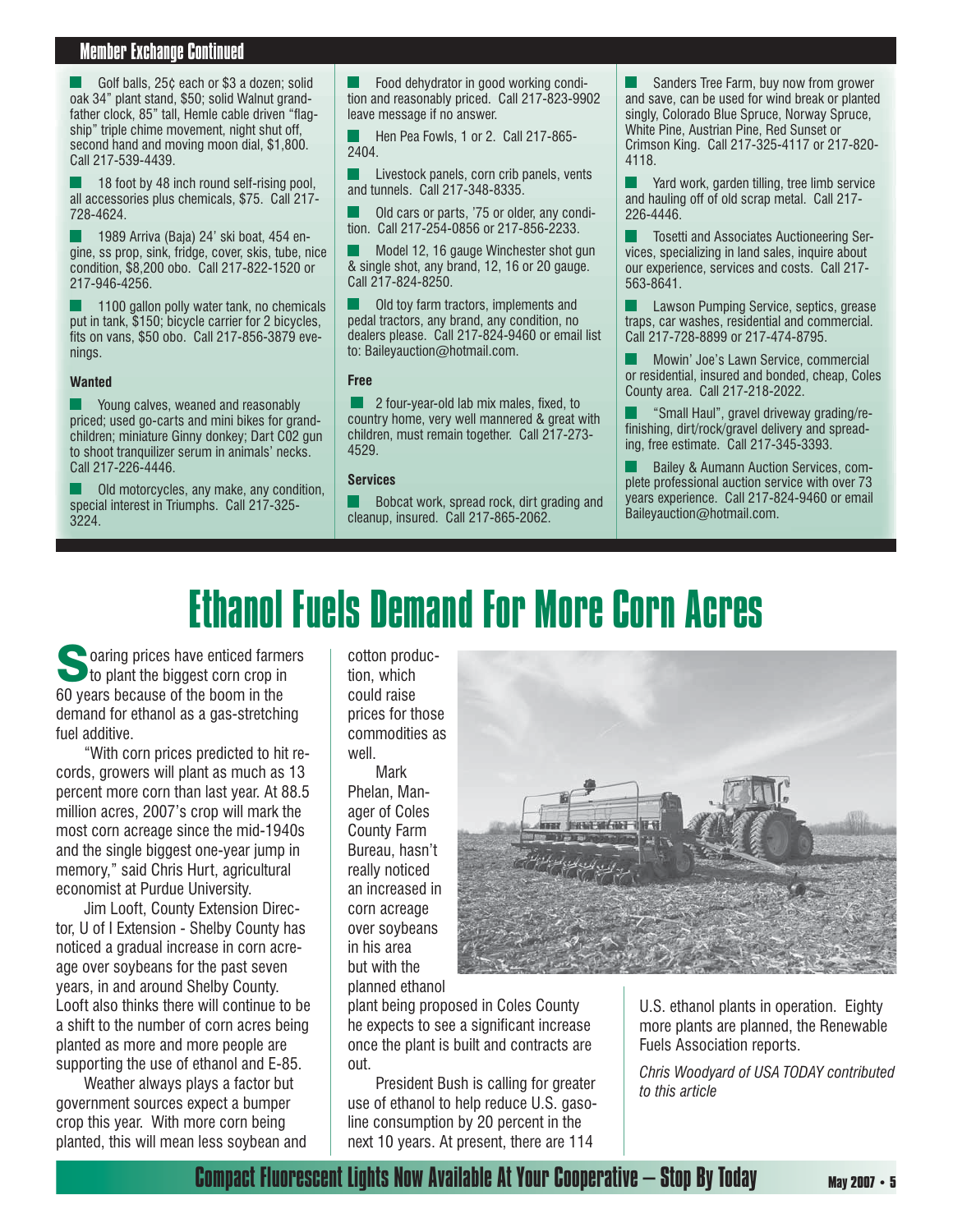## Member Exchange Continued

- Golf balls, 25¢ each or $3 a dozen; solid oak 34" plant stand, $50; solid Walnut grandfather clock, 85" tall, Hemle cable driven "flagship" triple chime movement, night shut off, second hand and moving moon dial, $1,800. Call 217-539-4439.
- 18 foot by 48 inch round self-rising pool, all accessories plus chemicals, $75. Call 217-728-4624.
- 1989 Arriva (Baja) 24' ski boat, 454 engine, ss prop, sink, fridge, cover, skis, tube, nice condition, $8,200 obo. Call 217-822-1520 or 217-946-4256.
- 1100 gallon polly water tank, no chemicals put in tank, $150; bicycle carrier for 2 bicycles, fits on vans, $50 obo. Call 217-856-3879 evenings.

### Wanted

- Young calves, weaned and reasonably priced; used go-carts and mini bikes for grandchildren; miniature Ginny donkey; Dart C02 gun to shoot tranquilizer serum in animals' necks. Call 217-226-4446.
- Old motorcycles, any make, any condition, special interest in Triumphs. Call 217-325-3224.
- Food dehydrator in good working condition and reasonably priced. Call 217-823-9902 leave message if no answer.
- Hen Pea Fowls, 1 or 2. Call 217-865-2404.
- Livestock panels, corn crib panels, vents and tunnels. Call 217-348-8335.
- Old cars or parts, '75 or older, any condition. Call 217-254-0856 or 217-856-2233.
- Model 12, 16 gauge Winchester shot gun & single shot, any brand, 12, 16 or 20 gauge. Call 217-824-8250.
- Old toy farm tractors, implements and pedal tractors, any brand, any condition, no dealers please. Call 217-824-9460 or email list to: Baileyauction@hotmail.com.

### Free

- 2 four-year-old lab mix males, fixed, to country home, very well mannered & great with children, must remain together. Call 217-273-4529.

### Services

- Bobcat work, spread rock, dirt grading and cleanup, insured. Call 217-865-2062.
- Sanders Tree Farm, buy now from grower and save, can be used for wind break or planted singly, Colorado Blue Spruce, Norway Spruce, White Pine, Austrian Pine, Red Sunset or Crimson King. Call 217-325-4117 or 217-820-4118.
- Yard work, garden tilling, tree limb service and hauling off of old scrap metal. Call 217-226-4446.
- Tosetti and Associates Auctioneering Services, specializing in land sales, inquire about our experience, services and costs. Call 217-563-8641.
- Lawson Pumping Service, septics, grease traps, car washes, residential and commercial. Call 217-728-8899 or 217-474-8795.
- Mowin' Joe's Lawn Service, commercial or residential, insured and bonded, cheap, Coles County area. Call 217-218-2022.
- "Small Haul", gravel driveway grading/refinishing, dirt/rock/gravel delivery and spreading, free estimate. Call 217-345-3393.
- Bailey & Aumann Auction Services, complete professional auction service with over 73 years experience. Call 217-824-9460 or email Baileyauction@hotmail.com.

# Ethanol Fuels Demand For More Corn Acres

Soaring prices have enticed farmers to plant the biggest corn crop in 60 years because of the boom in the demand for ethanol as a gas-stretching fuel additive.

"With corn prices predicted to hit records, growers will plant as much as 13 percent more corn than last year. At 88.5 million acres, 2007's crop will mark the most corn acreage since the mid-1940s and the single biggest one-year jump in memory," said Chris Hurt, agricultural economist at Purdue University.

Jim Looft, County Extension Director, U of I Extension - Shelby County has noticed a gradual increase in corn acreage over soybeans for the past seven years, in and around Shelby County. Looft also thinks there will continue to be a shift to the number of corn acres being planted as more and more people are supporting the use of ethanol and E-85.

Weather always plays a factor but government sources expect a bumper crop this year. With more corn being planted, this will mean less soybean and cotton production, which could raise prices for those commodities as well.

Mark Phelan, Manager of Coles County Farm Bureau, hasn't really noticed an increased in corn acreage over soybeans in his area but with the planned ethanol plant being proposed in Coles County he expects to see a significant increase once the plant is built and contracts are out.

President Bush is calling for greater use of ethanol to help reduce U.S. gasoline consumption by 20 percent in the next 10 years. At present, there are 114 U.S. ethanol plants in operation. Eighty more plants are planned, the Renewable Fuels Association reports.

*Chris Woodyard of USA TODAY contributed to this article*

**Compact Fluorescent Lights Now Available At Your Cooperative – Stop By Today**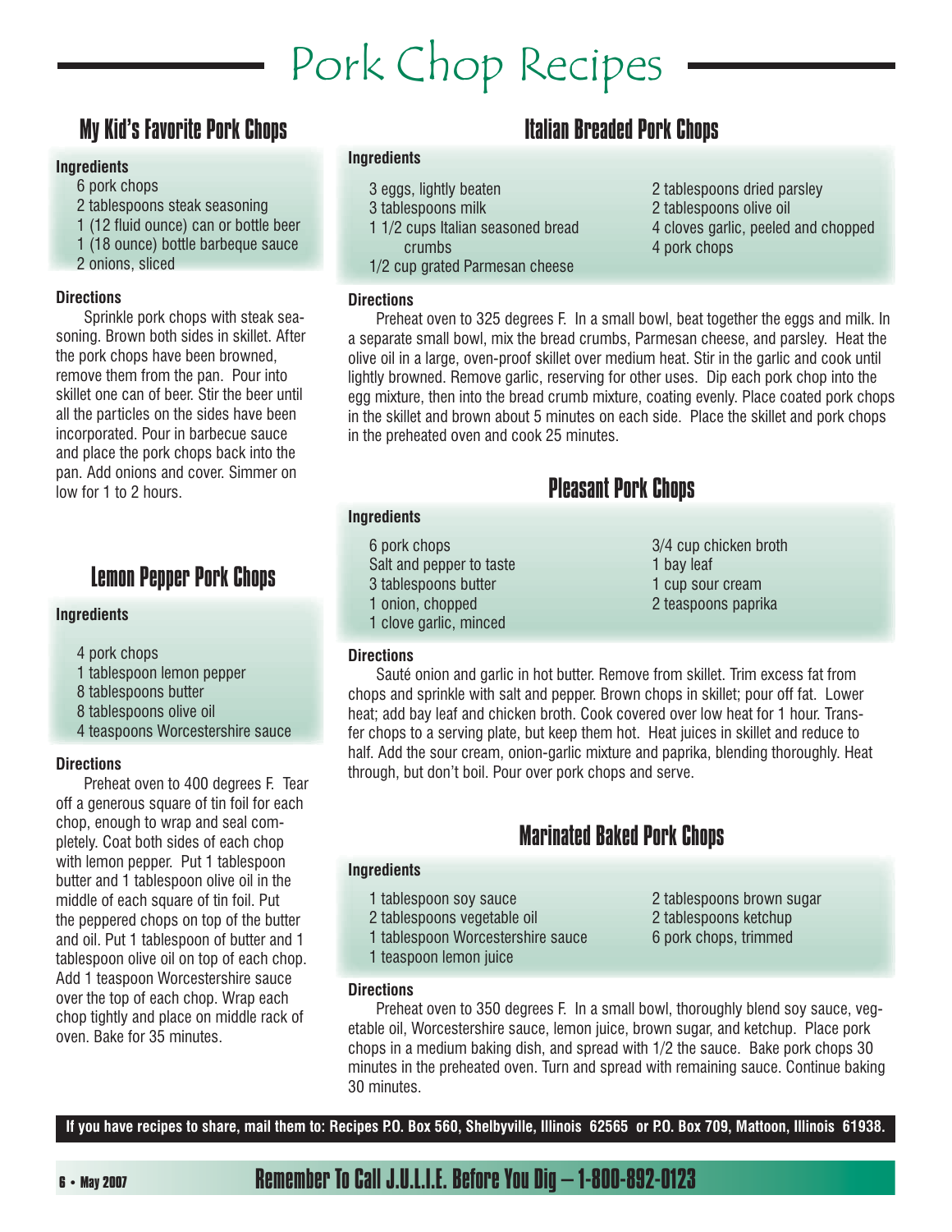# Pork Chop Recipes

## My Kid's Favorite Pork Chops

**Ingredients**

- 6 pork chops
- 2 tablespoons steak seasoning
- 1 (12 fluid ounce) can or bottle beer
- 1 (18 ounce) bottle barbeque sauce
- 2 onions, sliced

**Directions**

Sprinkle pork chops with steak seasoning. Brown both sides in skillet. After the pork chops have been browned, remove them from the pan. Pour into skillet one can of beer. Stir the beer until all the particles on the sides have been incorporated. Pour in barbecue sauce and place the pork chops back into the pan. Add onions and cover. Simmer on low for 1 to 2 hours.

## Lemon Pepper Pork Chops

**Ingredients**

- 4 pork chops
- 1 tablespoon lemon pepper
- 8 tablespoons butter
- 8 tablespoons olive oil
- 4 teaspoons Worcestershire sauce

**Directions**

Preheat oven to 400 degrees F. Tear off a generous square of tin foil for each chop, enough to wrap and seal completely. Coat both sides of each chop with lemon pepper. Put 1 tablespoon butter and 1 tablespoon olive oil in the middle of each square of tin foil. Put the peppered chops on top of the butter and oil. Put 1 tablespoon of butter and 1 tablespoon olive oil on top of each chop. Add 1 teaspoon Worcestershire sauce over the top of each chop. Wrap each chop tightly and place on middle rack of oven. Bake for 35 minutes.

## Italian Breaded Pork Chops

**Ingredients**

- 3 eggs, lightly beaten
- 3 tablespoons milk
- 1 1/2 cups Italian seasoned bread crumbs
- 1/2 cup grated Parmesan cheese
- 2 tablespoons dried parsley
- 2 tablespoons olive oil
- 4 cloves garlic, peeled and chopped
- 4 pork chops

**Directions**

Preheat oven to 325 degrees F. In a small bowl, beat together the eggs and milk. In a separate small bowl, mix the bread crumbs, Parmesan cheese, and parsley. Heat the olive oil in a large, oven-proof skillet over medium heat. Stir in the garlic and cook until lightly browned. Remove garlic, reserving for other uses. Dip each pork chop into the egg mixture, then into the bread crumb mixture, coating evenly. Place coated pork chops in the skillet and brown about 5 minutes on each side. Place the skillet and pork chops in the preheated oven and cook 25 minutes.

## Pleasant Pork Chops

**Ingredients**

- 6 pork chops
- Salt and pepper to taste
- 3 tablespoons butter
- 1 onion, chopped
- 1 clove garlic, minced
- 3/4 cup chicken broth
- 1 bay leaf
- 1 cup sour cream
- 2 teaspoons paprika

**Directions**

Sauté onion and garlic in hot butter. Remove from skillet. Trim excess fat from chops and sprinkle with salt and pepper. Brown chops in skillet; pour off fat. Lower heat; add bay leaf and chicken broth. Cook covered over low heat for 1 hour. Transfer chops to a serving plate, but keep them hot. Heat juices in skillet and reduce to half. Add the sour cream, onion-garlic mixture and paprika, blending thoroughly. Heat through, but don't boil. Pour over pork chops and serve.

## Marinated Baked Pork Chops

**Ingredients**

- 1 tablespoon soy sauce
- 2 tablespoons vegetable oil
- 1 tablespoon Worcestershire sauce
- 1 teaspoon lemon juice
- 2 tablespoons brown sugar
- 2 tablespoons ketchup
- 6 pork chops, trimmed

**Directions**

Preheat oven to 350 degrees F. In a small bowl, thoroughly blend soy sauce, vegetable oil, Worcestershire sauce, lemon juice, brown sugar, and ketchup. Place pork chops in a medium baking dish, and spread with 1/2 the sauce. Bake pork chops 30 minutes in the preheated oven. Turn and spread with remaining sauce. Continue baking 30 minutes.

**If you have recipes to share, mail them to: Recipes P.O. Box 560, Shelbyville, Illinois 62565 or P.O. Box 709, Mattoon, Illinois 61938.**

**Remember To Call J.U.L.I.E. Before You Dig – 1-800-892-0123**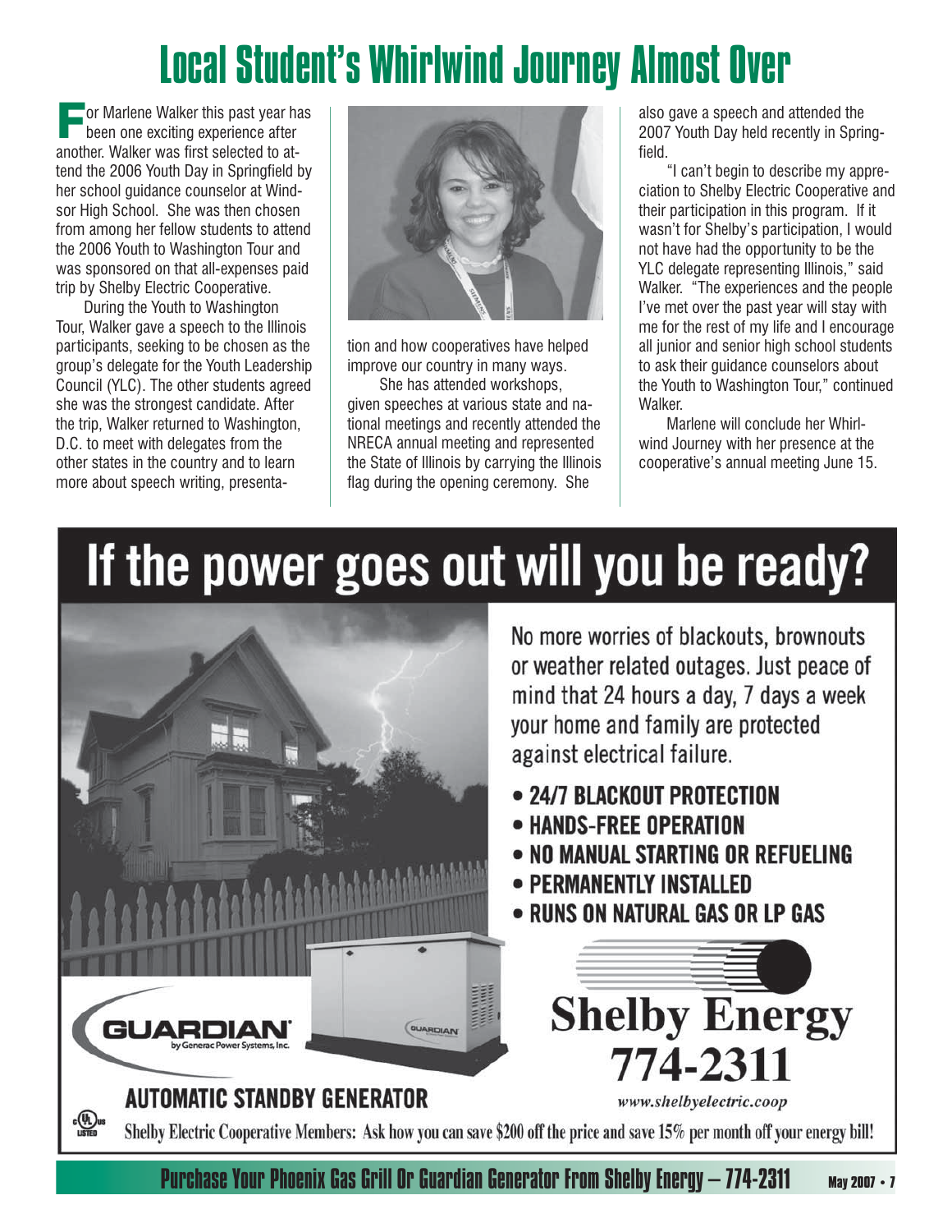# Local Student's Whirlwind Journey Almost Over

For Marlene Walker this past year has been one exciting experience after another. Walker was first selected to attend the 2006 Youth Day in Springfield by her school guidance counselor at Windsor High School. She was then chosen from among her fellow students to attend the 2006 Youth to Washington Tour and was sponsored on that all-expenses paid trip by Shelby Electric Cooperative.

During the Youth to Washington Tour, Walker gave a speech to the Illinois participants, seeking to be chosen as the group's delegate for the Youth Leadership Council (YLC). The other students agreed she was the strongest candidate. After the trip, Walker returned to Washington, D.C. to meet with delegates from the other states in the country and to learn more about speech writing, presentation and how cooperatives have helped improve our country in many ways.

She has attended workshops, given speeches at various state and national meetings and recently attended the NRECA annual meeting and represented the State of Illinois by carrying the Illinois flag during the opening ceremony. She also gave a speech and attended the 2007 Youth Day held recently in Springfield.

"I can't begin to describe my appreciation to Shelby Electric Cooperative and their participation in this program. If it wasn't for Shelby's participation, I would not have had the opportunity to be the YLC delegate representing Illinois," said Walker. "The experiences and the people I've met over the past year will stay with me for the rest of my life and I encourage all junior and senior high school students to ask their guidance counselors about the Youth to Washington Tour," continued Walker.

Marlene will conclude her Whirlwind Journey with her presence at the cooperative's annual meeting June 15.

# If the power goes out will you be ready?

No more worries of blackouts, brownouts or weather related outages. Just peace of mind that 24 hours a day, 7 days a week your home and family are protected against electrical failure.

- **24/7 BLACKOUT PROTECTION**
- **HANDS-FREE OPERATION**
- **NO MANUAL STARTING OR REFUELING**
- **PERMANENTLY INSTALLED**
- **RUNS ON NATURAL GAS OR LP GAS**

GUARDIAN by Generac Power Systems, Inc.

**AUTOMATIC STANDBY GENERATOR**

**Shelby Energy 774-2311**

*www.shelbyelectric.coop*

Shelby Electric Cooperative Members: Ask how you can save $200 off the price and save 15% per month off your energy bill!

**Purchase Your Phoenix Gas Grill Or Guardian Generator From Shelby Energy – 774-2311**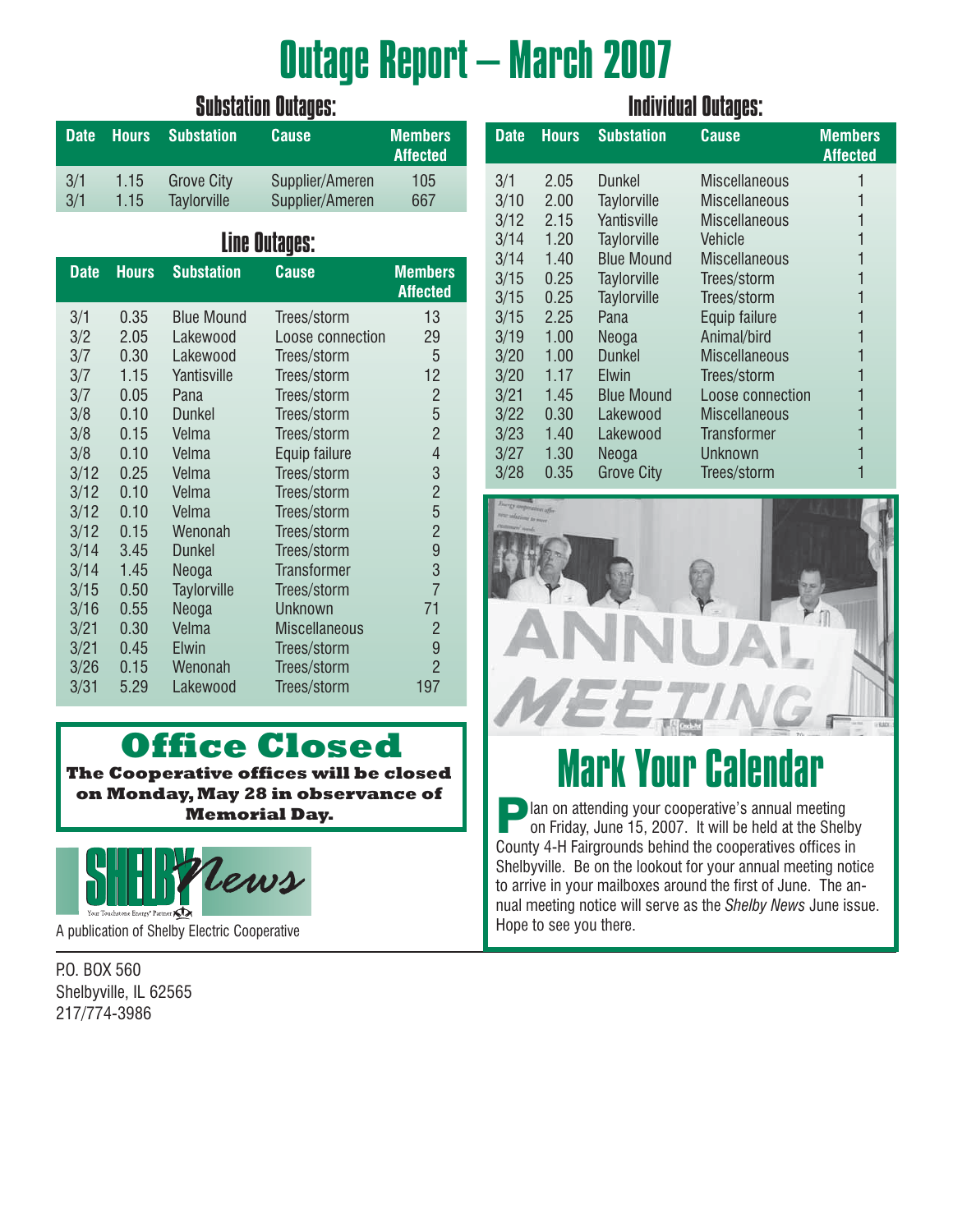# Outage Report – March 2007

## Substation Outages:

| Date | Hours | Substation | Cause | Members Affected |
|---|---|---|---|---|
| 3/1 | 1.15 | Grove City | Supplier/Ameren | 105 |
| 3/1 | 1.15 | Taylorville | Supplier/Ameren | 667 |

## Line Outages:

| Date | Hours | Substation | Cause | Members Affected |
|---|---|---|---|---|
| 3/1 | 0.35 | Blue Mound | Trees/storm | 13 |
| 3/2 | 2.05 | Lakewood | Loose connection | 29 |
| 3/7 | 0.30 | Lakewood | Trees/storm | 5 |
| 3/7 | 1.15 | Yantisville | Trees/storm | 12 |
| 3/7 | 0.05 | Pana | Trees/storm | 2 |
| 3/8 | 0.10 | Dunkel | Trees/storm | 5 |
| 3/8 | 0.15 | Velma | Trees/storm | 2 |
| 3/8 | 0.10 | Velma | Equip failure | 4 |
| 3/12 | 0.25 | Velma | Trees/storm | 3 |
| 3/12 | 0.10 | Velma | Trees/storm | 2 |
| 3/12 | 0.10 | Velma | Trees/storm | 5 |
| 3/12 | 0.15 | Wenonah | Trees/storm | 2 |
| 3/14 | 3.45 | Dunkel | Trees/storm | 9 |
| 3/14 | 1.45 | Neoga | Transformer | 3 |
| 3/15 | 0.50 | Taylorville | Trees/storm | 7 |
| 3/16 | 0.55 | Neoga | Unknown | 71 |
| 3/21 | 0.30 | Velma | Miscellaneous | 2 |
| 3/21 | 0.45 | Elwin | Trees/storm | 9 |
| 3/26 | 0.15 | Wenonah | Trees/storm | 2 |
| 3/31 | 5.29 | Lakewood | Trees/storm | 197 |

## Individual Outages:

| Date | Hours | Substation | Cause | Members Affected |
|---|---|---|---|---|
| 3/1 | 2.05 | Dunkel | Miscellaneous | 1 |
| 3/10 | 2.00 | Taylorville | Miscellaneous | 1 |
| 3/12 | 2.15 | Yantisville | Miscellaneous | 1 |
| 3/14 | 1.20 | Taylorville | Vehicle | 1 |
| 3/14 | 1.40 | Blue Mound | Miscellaneous | 1 |
| 3/15 | 0.25 | Taylorville | Trees/storm | 1 |
| 3/15 | 0.25 | Taylorville | Trees/storm | 1 |
| 3/15 | 2.25 | Pana | Equip failure | 1 |
| 3/19 | 1.00 | Neoga | Animal/bird | 1 |
| 3/20 | 1.00 | Dunkel | Miscellaneous | 1 |
| 3/20 | 1.17 | Elwin | Trees/storm | 1 |
| 3/21 | 1.45 | Blue Mound | Loose connection | 1 |
| 3/22 | 0.30 | Lakewood | Miscellaneous | 1 |
| 3/23 | 1.40 | Lakewood | Transformer | 1 |
| 3/27 | 1.30 | Neoga | Unknown | 1 |
| 3/28 | 0.35 | Grove City | Trees/storm | 1 |

## Office Closed

**The Cooperative offices will be closed on Monday, May 28 in observance of Memorial Day.**

## Mark Your Calendar

Plan on attending your cooperative's annual meeting on Friday, June 15, 2007. It will be held at the Shelby County 4-H Fairgrounds behind the cooperatives offices in Shelbyville. Be on the lookout for your annual meeting notice to arrive in your mailboxes around the first of June. The annual meeting notice will serve as the *Shelby News* June issue. Hope to see you there.

SHELBY News

Your Touchstone Energy® Partner

A publication of Shelby Electric Cooperative

P.O. BOX 560
Shelbyville, IL 62565
217/774-3986